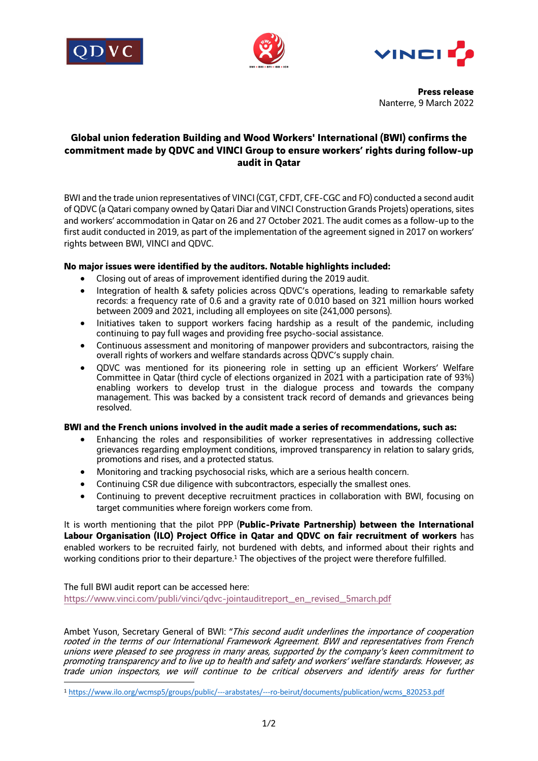**Press release**
Nanterre, 9 March 2022

# Global union federation Building and Wood Workers' International (BWI) confirms the commitment made by QDVC and VINCI Group to ensure workers' rights during follow-up audit in Qatar

BWI and the trade union representatives of VINCI (CGT, CFDT, CFE-CGC and FO) conducted a second audit of QDVC (a Qatari company owned by Qatari Diar and VINCI Construction Grands Projets) operations, sites and workers' accommodation in Qatar on 26 and 27 October 2021. The audit comes as a follow-up to the first audit conducted in 2019, as part of the implementation of the agreement signed in 2017 on workers' rights between BWI, VINCI and QDVC.

**No major issues were identified by the auditors. Notable highlights included:**

- Closing out of areas of improvement identified during the 2019 audit.
- Integration of health & safety policies across QDVC's operations, leading to remarkable safety records: a frequency rate of 0.6 and a gravity rate of 0.010 based on 321 million hours worked between 2009 and 2021, including all employees on site (241,000 persons).
- Initiatives taken to support workers facing hardship as a result of the pandemic, including continuing to pay full wages and providing free psycho-social assistance.
- Continuous assessment and monitoring of manpower providers and subcontractors, raising the overall rights of workers and welfare standards across QDVC's supply chain.
- QDVC was mentioned for its pioneering role in setting up an efficient Workers' Welfare Committee in Qatar (third cycle of elections organized in 2021 with a participation rate of 93%) enabling workers to develop trust in the dialogue process and towards the company management. This was backed by a consistent track record of demands and grievances being resolved.

**BWI and the French unions involved in the audit made a series of recommendations, such as:**

- Enhancing the roles and responsibilities of worker representatives in addressing collective grievances regarding employment conditions, improved transparency in relation to salary grids, promotions and rises, and a protected status.
- Monitoring and tracking psychosocial risks, which are a serious health concern.
- Continuing CSR due diligence with subcontractors, especially the smallest ones.
- Continuing to prevent deceptive recruitment practices in collaboration with BWI, focusing on target communities where foreign workers come from.

It is worth mentioning that the pilot PPP (**Public-Private Partnership) between the International Labour Organisation (ILO) Project Office in Qatar and QDVC on fair recruitment of workers** has enabled workers to be recruited fairly, not burdened with debts, and informed about their rights and working conditions prior to their departure.[1] The objectives of the project were therefore fulfilled.

The full BWI audit report can be accessed here:
https://www.vinci.com/publi/vinci/qdvc-jointauditreport_en_revised_5march.pdf

Ambet Yuson, Secretary General of BWI: "*This second audit underlines the importance of cooperation rooted in the terms of our International Framework Agreement. BWI and representatives from French unions were pleased to see progress in many areas, supported by the company's keen commitment to promoting transparency and to live up to health and safety and workers' welfare standards. However, as trade union inspectors, we will continue to be critical observers and identify areas for further*

[1] https://www.ilo.org/wcmsp5/groups/public/---arabstates/---ro-beirut/documents/publication/wcms_820253.pdf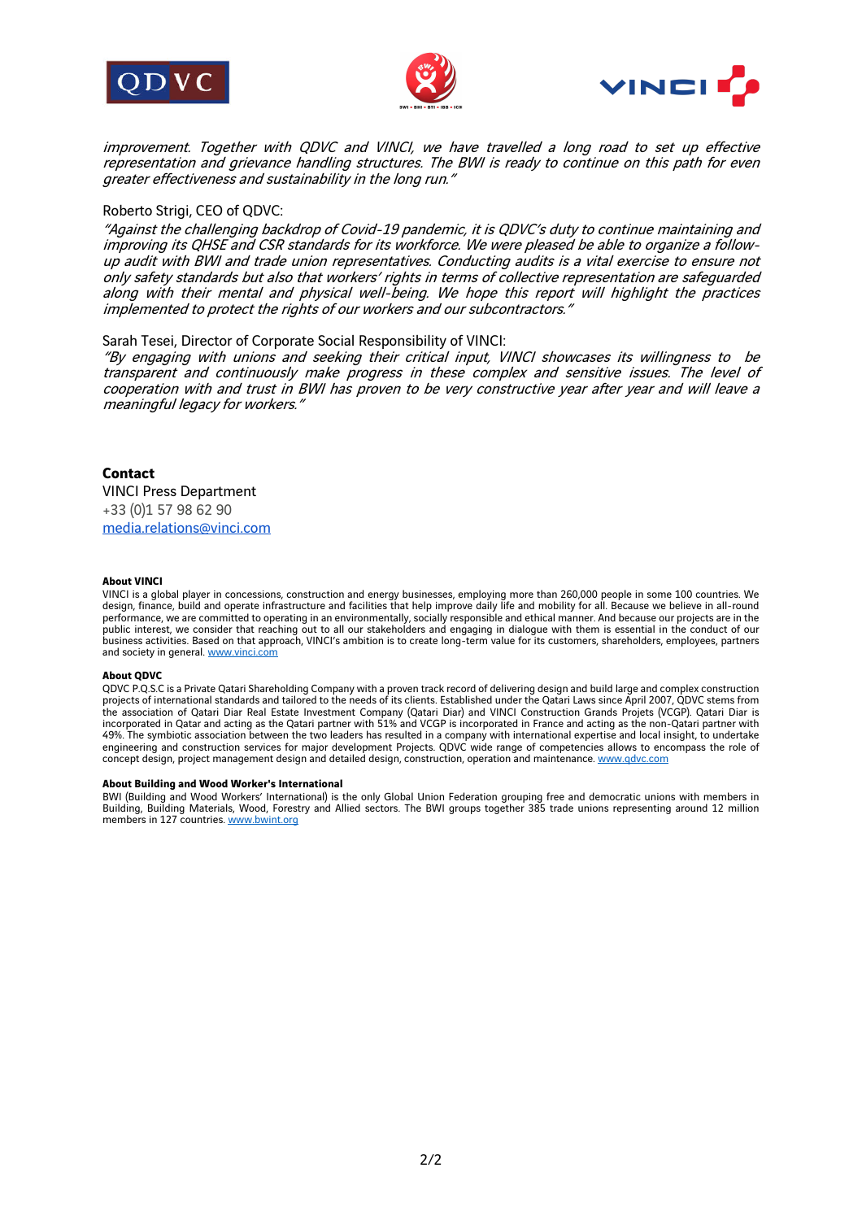*improvement. Together with QDVC and VINCI, we have travelled a long road to set up effective representation and grievance handling structures. The BWI is ready to continue on this path for even greater effectiveness and sustainability in the long run."*

Roberto Strigi, CEO of QDVC:

*"Against the challenging backdrop of Covid-19 pandemic, it is QDVC's duty to continue maintaining and improving its QHSE and CSR standards for its workforce. We were pleased be able to organize a follow-up audit with BWI and trade union representatives. Conducting audits is a vital exercise to ensure not only safety standards but also that workers' rights in terms of collective representation are safeguarded along with their mental and physical well-being. We hope this report will highlight the practices implemented to protect the rights of our workers and our subcontractors."*

Sarah Tesei, Director of Corporate Social Responsibility of VINCI:

*"By engaging with unions and seeking their critical input, VINCI showcases its willingness to be transparent and continuously make progress in these complex and sensitive issues. The level of cooperation with and trust in BWI has proven to be very constructive year after year and will leave a meaningful legacy for workers."*

**Contact**

VINCI Press Department
+33 (0)1 57 98 62 90
media.relations@vinci.com

**About VINCI**

VINCI is a global player in concessions, construction and energy businesses, employing more than 260,000 people in some 100 countries. We design, finance, build and operate infrastructure and facilities that help improve daily life and mobility for all. Because we believe in all-round performance, we are committed to operating in an environmentally, socially responsible and ethical manner. And because our projects are in the public interest, we consider that reaching out to all our stakeholders and engaging in dialogue with them is essential in the conduct of our business activities. Based on that approach, VINCI's ambition is to create long-term value for its customers, shareholders, employees, partners and society in general. www.vinci.com

**About QDVC**

QDVC P.Q.S.C is a Private Qatari Shareholding Company with a proven track record of delivering design and build large and complex construction projects of international standards and tailored to the needs of its clients. Established under the Qatari Laws since April 2007, QDVC stems from the association of Qatari Diar Real Estate Investment Company (Qatari Diar) and VINCI Construction Grands Projets (VCGP). Qatari Diar is incorporated in Qatar and acting as the Qatari partner with 51% and VCGP is incorporated in France and acting as the non-Qatari partner with 49%. The symbiotic association between the two leaders has resulted in a company with international expertise and local insight, to undertake engineering and construction services for major development Projects. QDVC wide range of competencies allows to encompass the role of concept design, project management design and detailed design, construction, operation and maintenance. www.qdvc.com

**About Building and Wood Worker's International**

BWI (Building and Wood Workers' International) is the only Global Union Federation grouping free and democratic unions with members in Building, Building Materials, Wood, Forestry and Allied sectors. The BWI groups together 385 trade unions representing around 12 million members in 127 countries. www.bwint.org